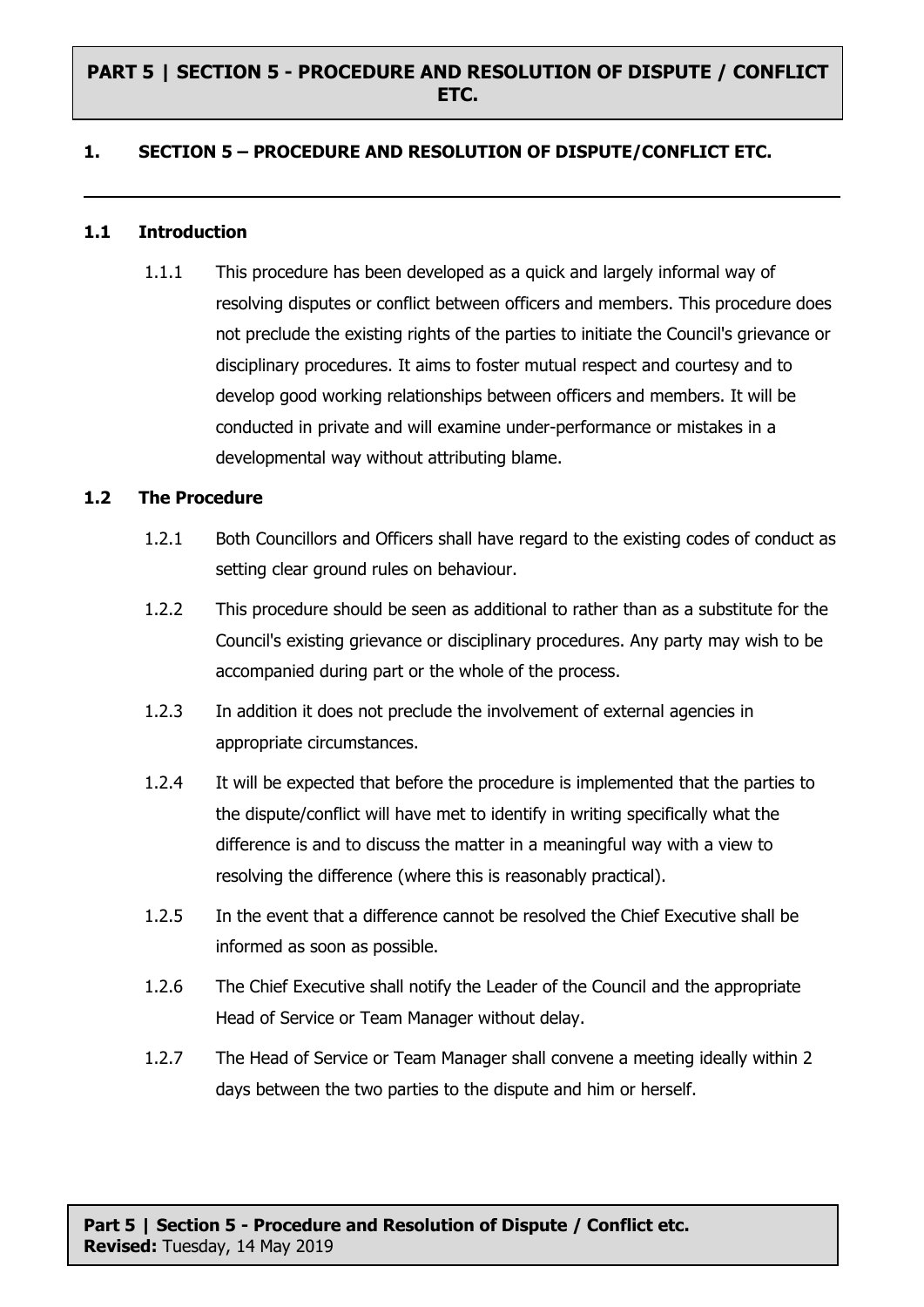# PART 5 | SECTION 5 - PROCEDURE AND RESOLUTION OF DISPUTE / CONFLICT ETC.

## 1. SECTION 5 – PROCEDURE AND RESOLUTION OF DISPUTE/CONFLICT ETC.

### 1.1 Introduction

1.1.1 This procedure has been developed as a quick and largely informal way of resolving disputes or conflict between officers and members. This procedure does not preclude the existing rights of the parties to initiate the Council's grievance or disciplinary procedures. It aims to foster mutual respect and courtesy and to develop good working relationships between officers and members. It will be conducted in private and will examine under-performance or mistakes in a developmental way without attributing blame.

### 1.2 The Procedure

1.2.1 Both Councillors and Officers shall have regard to the existing codes of conduct as setting clear ground rules on behaviour.

1.2.2 This procedure should be seen as additional to rather than as a substitute for the Council's existing grievance or disciplinary procedures. Any party may wish to be accompanied during part or the whole of the process.

1.2.3 In addition it does not preclude the involvement of external agencies in appropriate circumstances.

1.2.4 It will be expected that before the procedure is implemented that the parties to the dispute/conflict will have met to identify in writing specifically what the difference is and to discuss the matter in a meaningful way with a view to resolving the difference (where this is reasonably practical).

1.2.5 In the event that a difference cannot be resolved the Chief Executive shall be informed as soon as possible.

1.2.6 The Chief Executive shall notify the Leader of the Council and the appropriate Head of Service or Team Manager without delay.

1.2.7 The Head of Service or Team Manager shall convene a meeting ideally within 2 days between the two parties to the dispute and him or herself.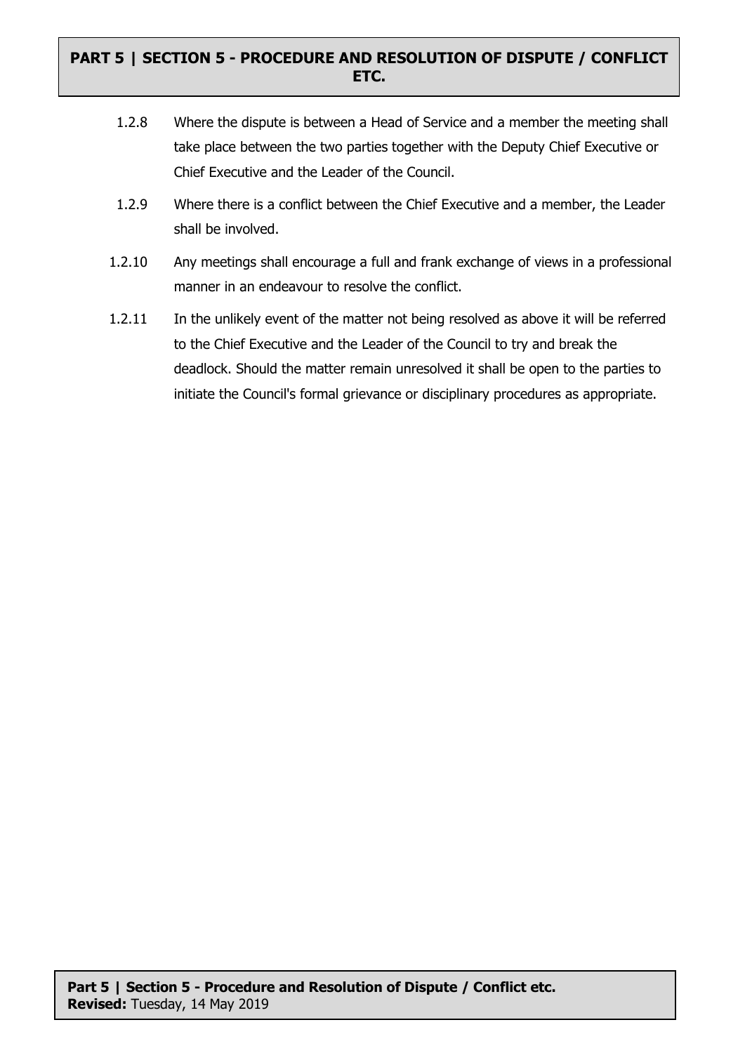1.2.8 Where the dispute is between a Head of Service and a member the meeting shall take place between the two parties together with the Deputy Chief Executive or Chief Executive and the Leader of the Council.

1.2.9 Where there is a conflict between the Chief Executive and a member, the Leader shall be involved.

1.2.10 Any meetings shall encourage a full and frank exchange of views in a professional manner in an endeavour to resolve the conflict.

1.2.11 In the unlikely event of the matter not being resolved as above it will be referred to the Chief Executive and the Leader of the Council to try and break the deadlock. Should the matter remain unresolved it shall be open to the parties to initiate the Council's formal grievance or disciplinary procedures as appropriate.